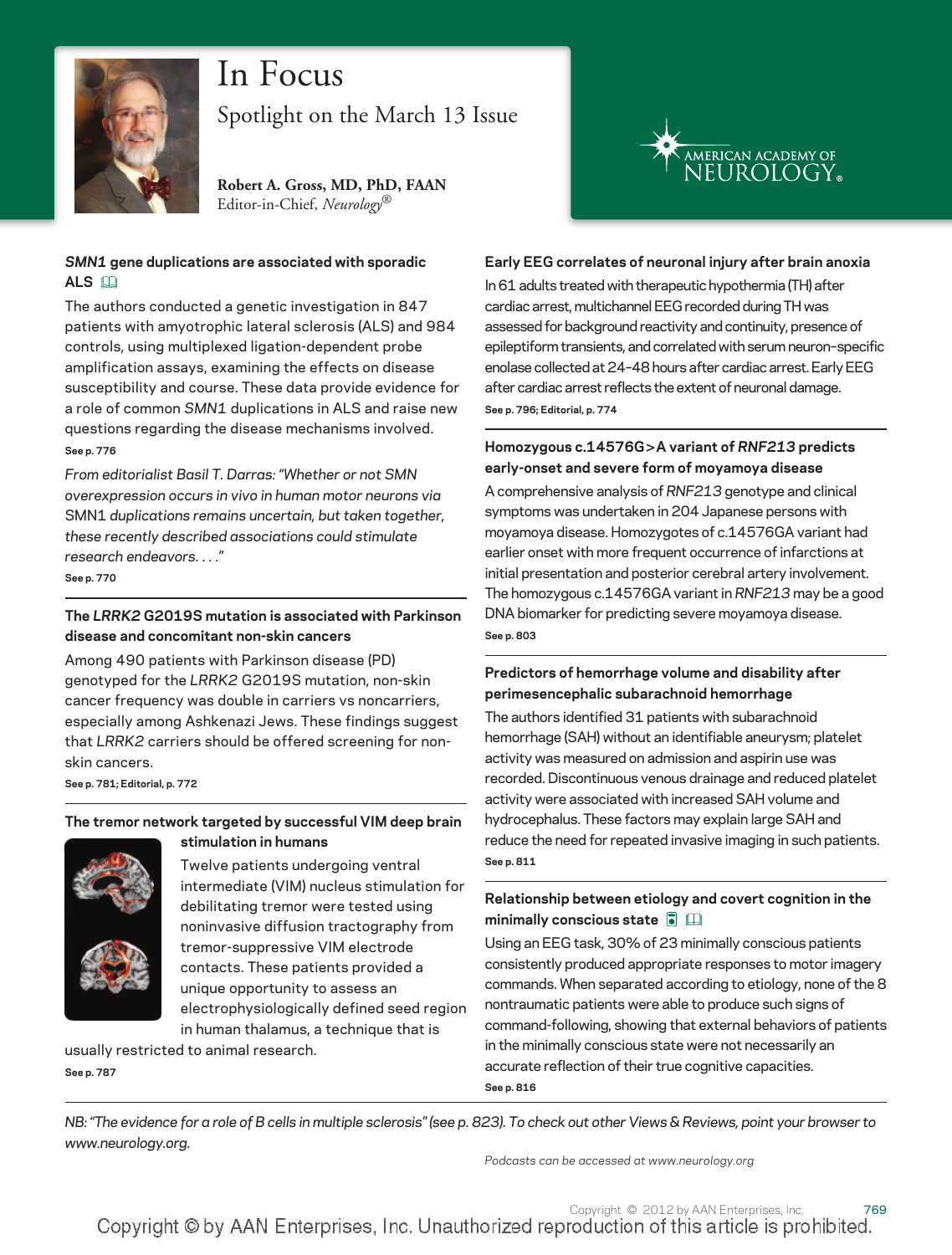# In Focus

## Spotlight on the March 13 Issue

**Robert A. Gross, MD, PhD, FAAN**
Editor-in-Chief, *Neurology*®

### *SMN1* gene duplications are associated with sporadic ALS

The authors conducted a genetic investigation in 847 patients with amyotrophic lateral sclerosis (ALS) and 984 controls, using multiplexed ligation-dependent probe amplification assays, examining the effects on disease susceptibility and course. These data provide evidence for a role of common *SMN1* duplications in ALS and raise new questions regarding the disease mechanisms involved.

**See p. 776**

*From editorialist Basil T. Darras: "Whether or not SMN overexpression occurs in vivo in human motor neurons via* SMN1 *duplications remains uncertain, but taken together, these recently described associations could stimulate research endeavors. . . ."*

**See p. 770**

### The *LRRK2* G2019S mutation is associated with Parkinson disease and concomitant non-skin cancers

Among 490 patients with Parkinson disease (PD) genotyped for the *LRRK2* G2019S mutation, non-skin cancer frequency was double in carriers vs noncarriers, especially among Ashkenazi Jews. These findings suggest that *LRRK2* carriers should be offered screening for non-skin cancers.

**See p. 781; Editorial, p. 772**

### The tremor network targeted by successful VIM deep brain stimulation in humans

Twelve patients undergoing ventral intermediate (VIM) nucleus stimulation for debilitating tremor were tested using noninvasive diffusion tractography from tremor-suppressive VIM electrode contacts. These patients provided a unique opportunity to assess an electrophysiologically defined seed region in human thalamus, a technique that is usually restricted to animal research.

**See p. 787**

### Early EEG correlates of neuronal injury after brain anoxia

In 61 adults treated with therapeutic hypothermia (TH) after cardiac arrest, multichannel EEG recorded during TH was assessed for background reactivity and continuity, presence of epileptiform transients, and correlated with serum neuron-specific enolase collected at 24–48 hours after cardiac arrest. Early EEG after cardiac arrest reflects the extent of neuronal damage.

**See p. 796; Editorial, p. 774**

### Homozygous c.14576G>A variant of *RNF213* predicts early-onset and severe form of moyamoya disease

A comprehensive analysis of *RNF213* genotype and clinical symptoms was undertaken in 204 Japanese persons with moyamoya disease. Homozygotes of c.14576GA variant had earlier onset with more frequent occurrence of infarctions at initial presentation and posterior cerebral artery involvement. The homozygous c.14576GA variant in *RNF213* may be a good DNA biomarker for predicting severe moyamoya disease.

**See p. 803**

### Predictors of hemorrhage volume and disability after perimesencephalic subarachnoid hemorrhage

The authors identified 31 patients with subarachnoid hemorrhage (SAH) without an identifiable aneurysm; platelet activity was measured on admission and aspirin use was recorded. Discontinuous venous drainage and reduced platelet activity were associated with increased SAH volume and hydrocephalus. These factors may explain large SAH and reduce the need for repeated invasive imaging in such patients.

**See p. 811**

### Relationship between etiology and covert cognition in the minimally conscious state

Using an EEG task, 30% of 23 minimally conscious patients consistently produced appropriate responses to motor imagery commands. When separated according to etiology, none of the 8 nontraumatic patients were able to produce such signs of command-following, showing that external behaviors of patients in the minimally conscious state were not necessarily an accurate reflection of their true cognitive capacities.

**See p. 816**

*NB: "The evidence for a role of B cells in multiple sclerosis" (see p. 823). To check out other Views & Reviews, point your browser to www.neurology.org.*

*Podcasts can be accessed at www.neurology.org*

Copyright © 2012 by AAN Enterprises, Inc.

Copyright © by AAN Enterprises, Inc. Unauthorized reproduction of this article is prohibited.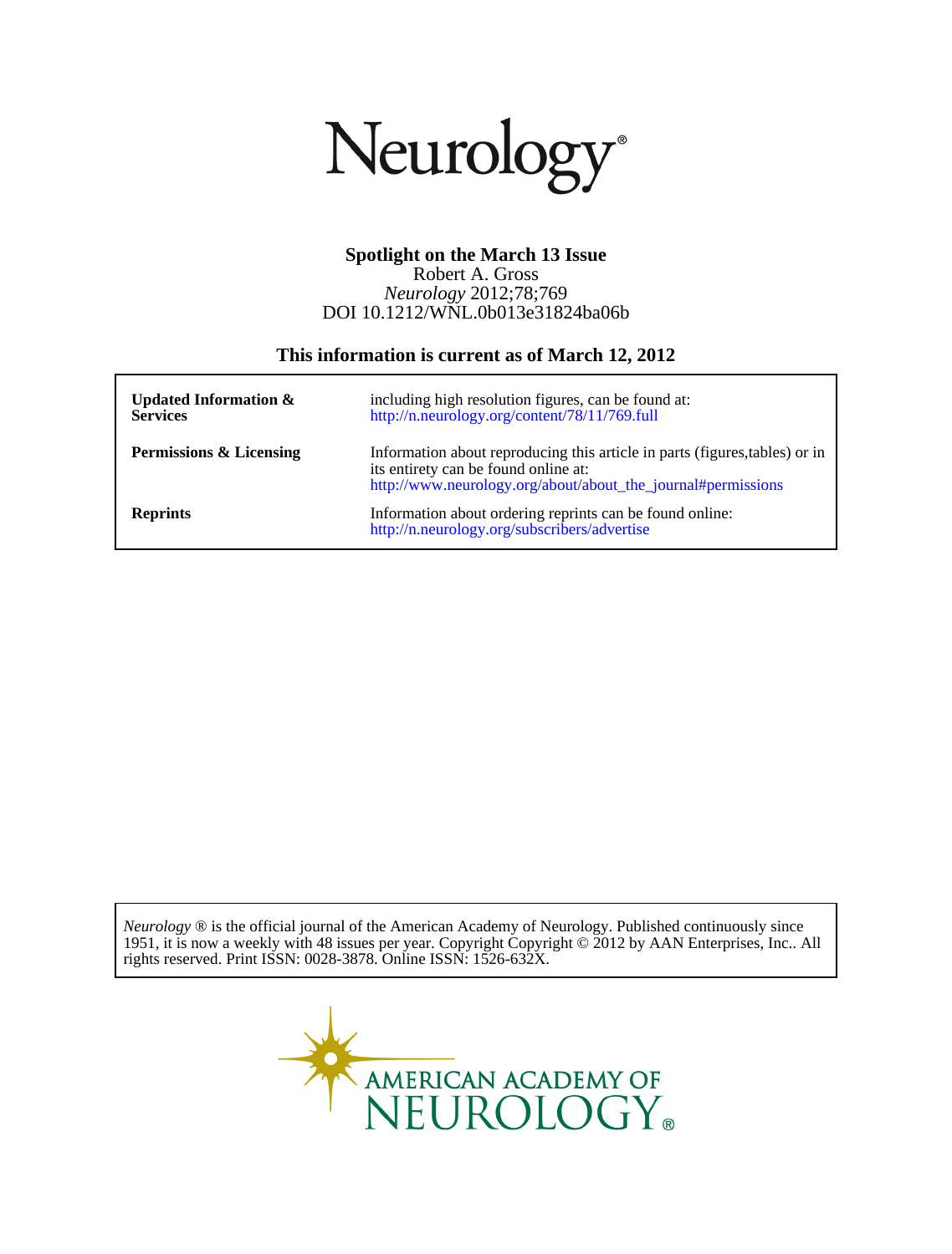# Neurology®

**Spotlight on the March 13 Issue**
Robert A. Gross
*Neurology* 2012;78;769
DOI 10.1212/WNL.0b013e31824ba06b

**This information is current as of March 12, 2012**

| | |
|---|---|
| **Updated Information & Services** | including high resolution figures, can be found at: http://n.neurology.org/content/78/11/769.full |
| **Permissions & Licensing** | Information about reproducing this article in parts (figures,tables) or in its entirety can be found online at: http://www.neurology.org/about/about_the_journal#permissions |
| **Reprints** | Information about ordering reprints can be found online: http://n.neurology.org/subscribers/advertise |

*Neurology* ® is the official journal of the American Academy of Neurology. Published continuously since 1951, it is now a weekly with 48 issues per year. Copyright Copyright © 2012 by AAN Enterprises, Inc.. All rights reserved. Print ISSN: 0028-3878. Online ISSN: 1526-632X.

AMERICAN ACADEMY OF NEUROLOGY®